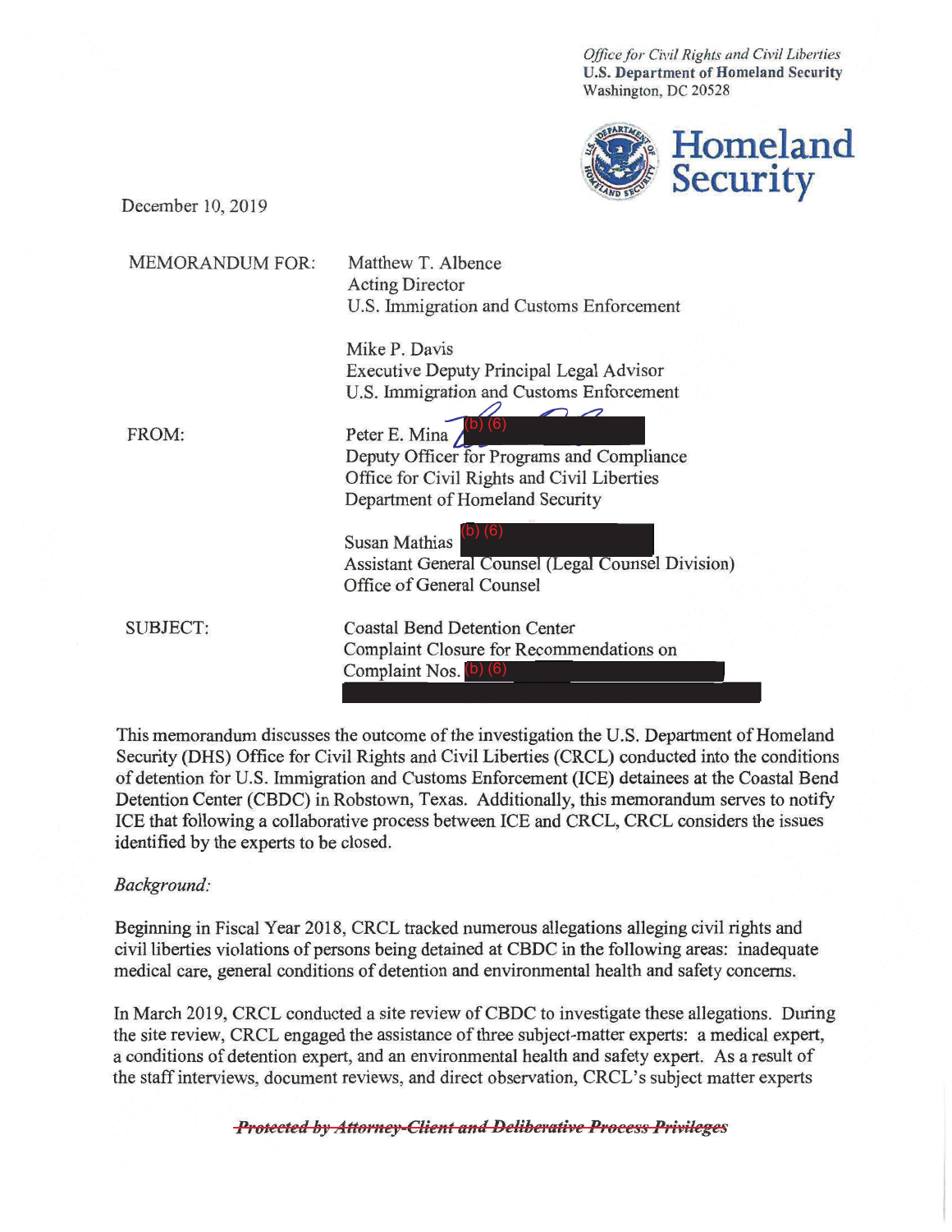Office for Civil Rights and Civil Liberties
**U.S. Department of Homeland Security**
Washington, DC 20528

**Homeland Security**

December 10, 2019

MEMORANDUM FOR: Matthew T. Albence
Acting Director
U.S. Immigration and Customs Enforcement

Mike P. Davis
Executive Deputy Principal Legal Advisor
U.S. Immigration and Customs Enforcement

FROM: Peter E. Mina (b) (6)
Deputy Officer for Programs and Compliance
Office for Civil Rights and Civil Liberties
Department of Homeland Security

Susan Mathias (b) (6)
Assistant General Counsel (Legal Counsel Division)
Office of General Counsel

SUBJECT: Coastal Bend Detention Center
Complaint Closure for Recommendations on
Complaint Nos. (b) (6)

This memorandum discusses the outcome of the investigation the U.S. Department of Homeland Security (DHS) Office for Civil Rights and Civil Liberties (CRCL) conducted into the conditions of detention for U.S. Immigration and Customs Enforcement (ICE) detainees at the Coastal Bend Detention Center (CBDC) in Robstown, Texas. Additionally, this memorandum serves to notify ICE that following a collaborative process between ICE and CRCL, CRCL considers the issues identified by the experts to be closed.

*Background:*

Beginning in Fiscal Year 2018, CRCL tracked numerous allegations alleging civil rights and civil liberties violations of persons being detained at CBDC in the following areas: inadequate medical care, general conditions of detention and environmental health and safety concerns.

In March 2019, CRCL conducted a site review of CBDC to investigate these allegations. During the site review, CRCL engaged the assistance of three subject-matter experts: a medical expert, a conditions of detention expert, and an environmental health and safety expert. As a result of the staff interviews, document reviews, and direct observation, CRCL's subject matter experts

~~*Protected by Attorney-Client and Deliberative Process Privileges*~~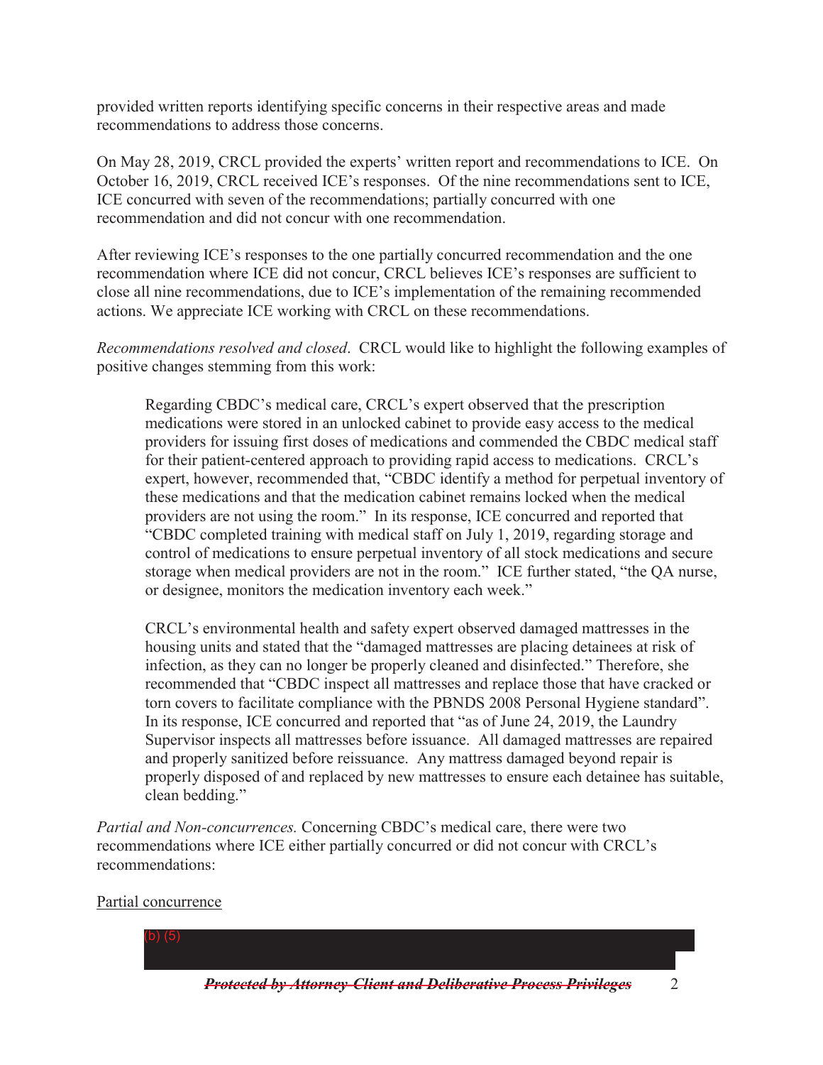provided written reports identifying specific concerns in their respective areas and made recommendations to address those concerns.

On May 28, 2019, CRCL provided the experts' written report and recommendations to ICE. On October 16, 2019, CRCL received ICE's responses. Of the nine recommendations sent to ICE, ICE concurred with seven of the recommendations; partially concurred with one recommendation and did not concur with one recommendation.

After reviewing ICE's responses to the one partially concurred recommendation and the one recommendation where ICE did not concur, CRCL believes ICE's responses are sufficient to close all nine recommendations, due to ICE's implementation of the remaining recommended actions. We appreciate ICE working with CRCL on these recommendations.

*Recommendations resolved and closed*. CRCL would like to highlight the following examples of positive changes stemming from this work:

> Regarding CBDC's medical care, CRCL's expert observed that the prescription medications were stored in an unlocked cabinet to provide easy access to the medical providers for issuing first doses of medications and commended the CBDC medical staff for their patient-centered approach to providing rapid access to medications. CRCL's expert, however, recommended that, "CBDC identify a method for perpetual inventory of these medications and that the medication cabinet remains locked when the medical providers are not using the room." In its response, ICE concurred and reported that "CBDC completed training with medical staff on July 1, 2019, regarding storage and control of medications to ensure perpetual inventory of all stock medications and secure storage when medical providers are not in the room." ICE further stated, "the QA nurse, or designee, monitors the medication inventory each week."
>
> CRCL's environmental health and safety expert observed damaged mattresses in the housing units and stated that the "damaged mattresses are placing detainees at risk of infection, as they can no longer be properly cleaned and disinfected." Therefore, she recommended that "CBDC inspect all mattresses and replace those that have cracked or torn covers to facilitate compliance with the PBNDS 2008 Personal Hygiene standard". In its response, ICE concurred and reported that "as of June 24, 2019, the Laundry Supervisor inspects all mattresses before issuance. All damaged mattresses are repaired and properly sanitized before reissuance. Any mattress damaged beyond repair is properly disposed of and replaced by new mattresses to ensure each detainee has suitable, clean bedding."

*Partial and Non-concurrences.* Concerning CBDC's medical care, there were two recommendations where ICE either partially concurred or did not concur with CRCL's recommendations:

Partial concurrence

(b) (5)

~~***Protected by Attorney-Client and Deliberative Process Privileges***~~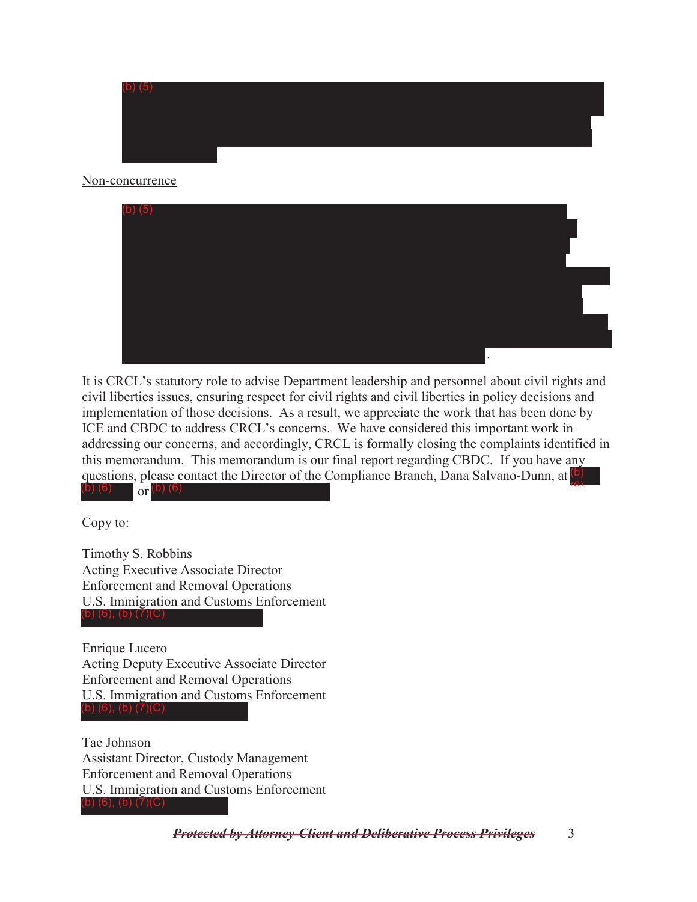(b) (5)

Non-concurrence

(b) (5)

.

It is CRCL's statutory role to advise Department leadership and personnel about civil rights and civil liberties issues, ensuring respect for civil rights and civil liberties in policy decisions and implementation of those decisions. As a result, we appreciate the work that has been done by ICE and CBDC to address CRCL's concerns. We have considered this important work in addressing our concerns, and accordingly, CRCL is formally closing the complaints identified in this memorandum. This memorandum is our final report regarding CBDC. If you have any questions, please contact the Director of the Compliance Branch, Dana Salvano-Dunn, at (b) (6) or (b) (6)

Copy to:

Timothy S. Robbins
Acting Executive Associate Director
Enforcement and Removal Operations
U.S. Immigration and Customs Enforcement
(b) (6), (b) (7)(C)

Enrique Lucero
Acting Deputy Executive Associate Director
Enforcement and Removal Operations
U.S. Immigration and Customs Enforcement
(b) (6), (b) (7)(C)

Tae Johnson
Assistant Director, Custody Management
Enforcement and Removal Operations
U.S. Immigration and Customs Enforcement
(b) (6), (b) (7)(C)

~~***Protected by Attorney-Client and Deliberative Process Privileges***~~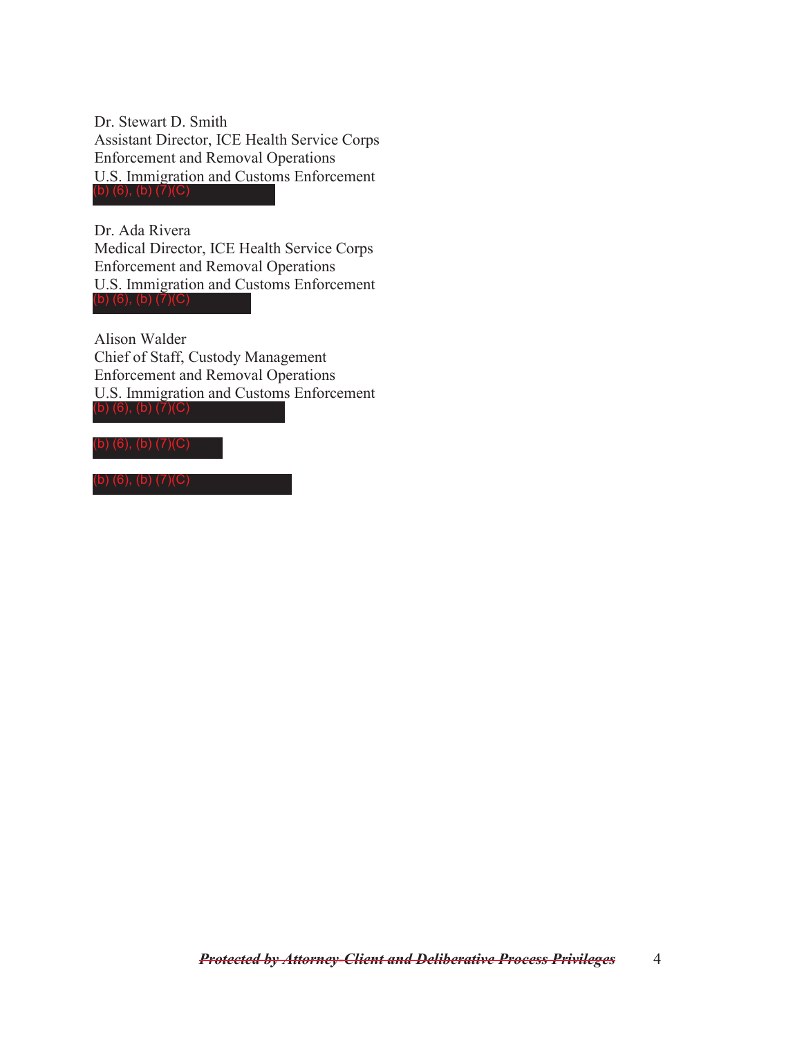Dr. Stewart D. Smith
Assistant Director, ICE Health Service Corps
Enforcement and Removal Operations
U.S. Immigration and Customs Enforcement
(b) (6), (b) (7)(C)

Dr. Ada Rivera
Medical Director, ICE Health Service Corps
Enforcement and Removal Operations
U.S. Immigration and Customs Enforcement
(b) (6), (b) (7)(C)

Alison Walder
Chief of Staff, Custody Management
Enforcement and Removal Operations
U.S. Immigration and Customs Enforcement
(b) (6), (b) (7)(C)

(b) (6), (b) (7)(C)

(b) (6), (b) (7)(C)

~~***Protected by Attorney-Client and Deliberative Process Privileges***~~